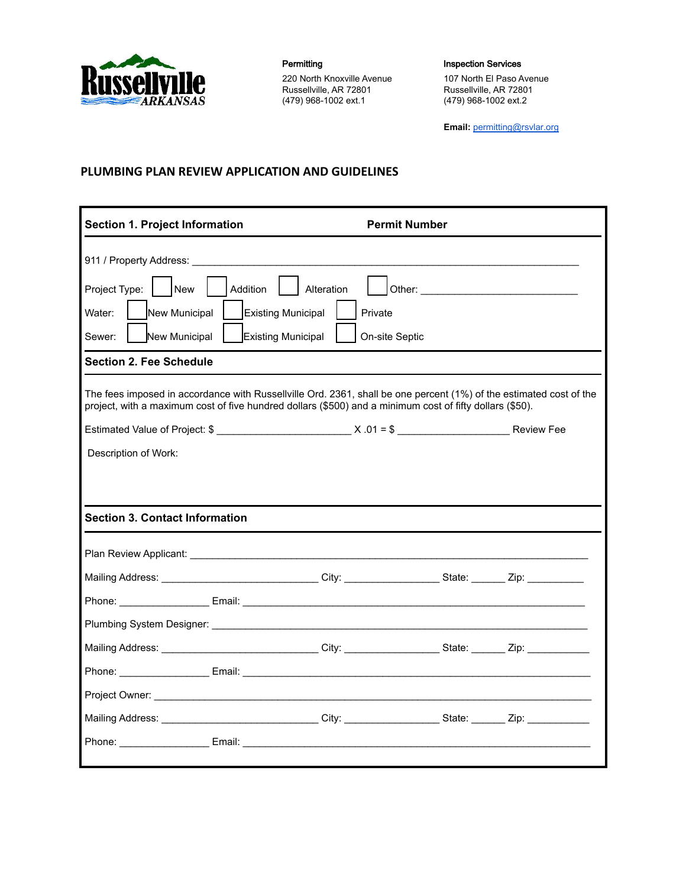Russellville ARKANSAS

**Permitting**
220 North Knoxville Avenue
Russellville, AR 72801
(479) 968-1002 ext.1

**Inspection Services**
107 North El Paso Avenue
Russellville, AR 72801
(479) 968-1002 ext.2

**Email:** permitting@rsvlar.org

# PLUMBING PLAN REVIEW APPLICATION AND GUIDELINES

## Section 1. Project Information

**Permit Number**

911 / Property Address: ______________________________________________________________

Project Type: ☐ New ☐ Addition ☐ Alteration ☐ Other: ___________________________

Water: ☐ New Municipal ☐ Existing Municipal ☐ Private

Sewer: ☐ New Municipal ☐ Existing Municipal ☐ On-site Septic

## Section 2. Fee Schedule

The fees imposed in accordance with Russellville Ord. 2361, shall be one percent (1%) of the estimated cost of the project, with a maximum cost of five hundred dollars ($500) and a minimum cost of fifty dollars ($50).

Estimated Value of Project: $ ______________________ X .01 = $ ___________________ Review Fee

Description of Work:

## Section 3. Contact Information

Plan Review Applicant: ________________________________________________________________

Mailing Address: ___________________________ City: ________________ State: ______ Zip: __________

Phone: _______________ Email: ____________________________________________________________

Plumbing System Designer: _____________________________________________________________

Mailing Address: ___________________________ City: ________________ State: ______ Zip: ___________

Phone: _______________ Email: ____________________________________________________________

Project Owner: ______________________________________________________________________

Mailing Address: ___________________________ City: ________________ State: ______ Zip: ___________

Phone: _______________ Email: ____________________________________________________________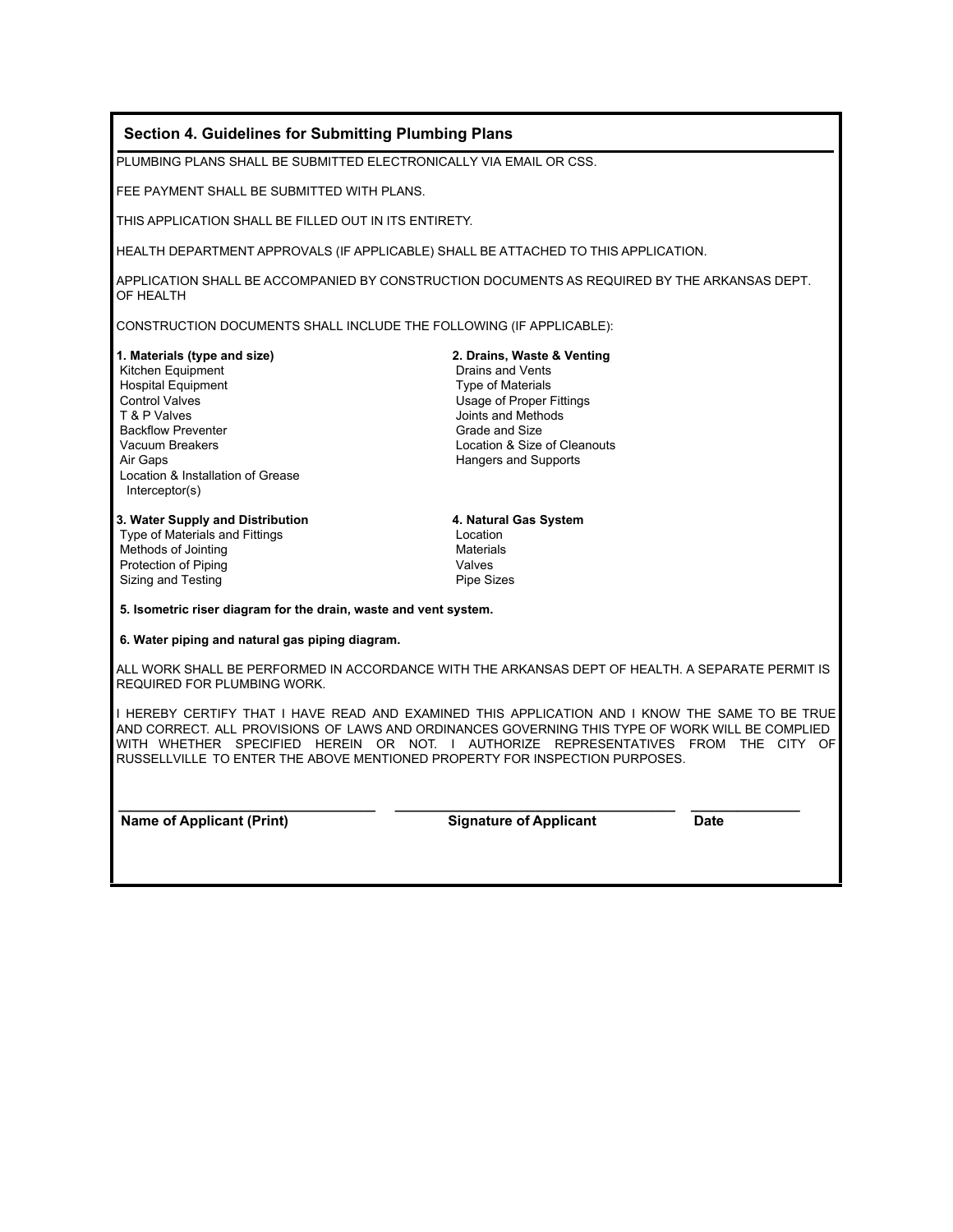## Section 4. Guidelines for Submitting Plumbing Plans

PLUMBING PLANS SHALL BE SUBMITTED ELECTRONICALLY VIA EMAIL OR CSS.

FEE PAYMENT SHALL BE SUBMITTED WITH PLANS.

THIS APPLICATION SHALL BE FILLED OUT IN ITS ENTIRETY.

HEALTH DEPARTMENT APPROVALS (IF APPLICABLE) SHALL BE ATTACHED TO THIS APPLICATION.

APPLICATION SHALL BE ACCOMPANIED BY CONSTRUCTION DOCUMENTS AS REQUIRED BY THE ARKANSAS DEPT. OF HEALTH

CONSTRUCTION DOCUMENTS SHALL INCLUDE THE FOLLOWING (IF APPLICABLE):

**1. Materials (type and size)**
- Kitchen Equipment
- Hospital Equipment
- Control Valves
- T & P Valves
- Backflow Preventer
- Vacuum Breakers
- Air Gaps
- Location & Installation of Grease Interceptor(s)

**2. Drains, Waste & Venting**
- Drains and Vents
- Type of Materials
- Usage of Proper Fittings
- Joints and Methods
- Grade and Size
- Location & Size of Cleanouts
- Hangers and Supports

**3. Water Supply and Distribution**
- Type of Materials and Fittings
- Methods of Jointing
- Protection of Piping
- Sizing and Testing

**4. Natural Gas System**
- Location
- Materials
- Valves
- Pipe Sizes

**5. Isometric riser diagram for the drain, waste and vent system.**

**6. Water piping and natural gas piping diagram.**

ALL WORK SHALL BE PERFORMED IN ACCORDANCE WITH THE ARKANSAS DEPT OF HEALTH. A SEPARATE PERMIT IS REQUIRED FOR PLUMBING WORK.

I HEREBY CERTIFY THAT I HAVE READ AND EXAMINED THIS APPLICATION AND I KNOW THE SAME TO BE TRUE AND CORRECT. ALL PROVISIONS OF LAWS AND ORDINANCES GOVERNING THIS TYPE OF WORK WILL BE COMPLIED WITH WHETHER SPECIFIED HEREIN OR NOT. I AUTHORIZE REPRESENTATIVES FROM THE CITY OF RUSSELLVILLE TO ENTER THE ABOVE MENTIONED PROPERTY FOR INSPECTION PURPOSES.

______________________________ ______________________________ ______________

**Name of Applicant (Print)** **Signature of Applicant** **Date**